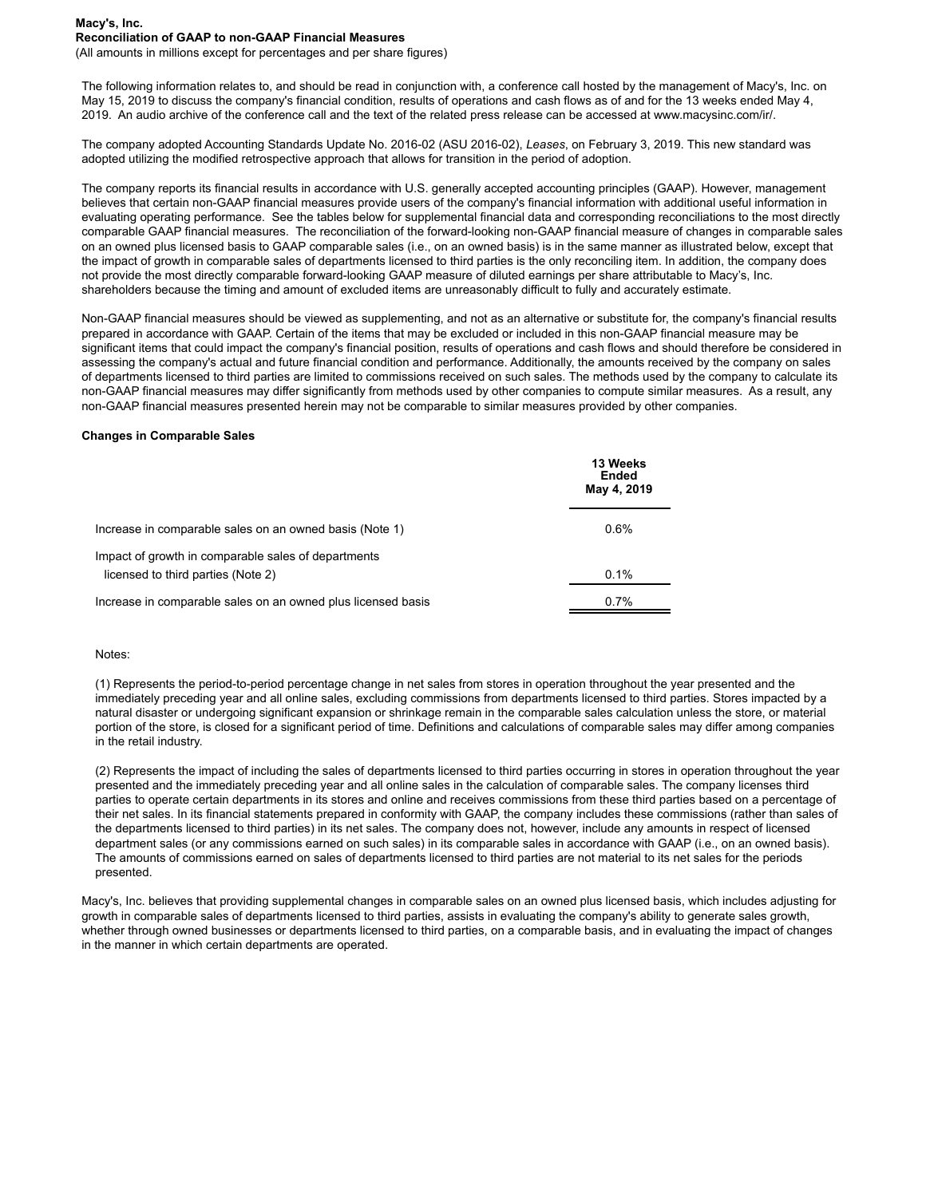**Macy's, Inc.**
**Reconciliation of GAAP to non-GAAP Financial Measures**
(All amounts in millions except for percentages and per share figures)

The following information relates to, and should be read in conjunction with, a conference call hosted by the management of Macy's, Inc. on May 15, 2019 to discuss the company's financial condition, results of operations and cash flows as of and for the 13 weeks ended May 4, 2019. An audio archive of the conference call and the text of the related press release can be accessed at www.macysinc.com/ir/.

The company adopted Accounting Standards Update No. 2016-02 (ASU 2016-02), *Leases*, on February 3, 2019. This new standard was adopted utilizing the modified retrospective approach that allows for transition in the period of adoption.

The company reports its financial results in accordance with U.S. generally accepted accounting principles (GAAP). However, management believes that certain non-GAAP financial measures provide users of the company's financial information with additional useful information in evaluating operating performance. See the tables below for supplemental financial data and corresponding reconciliations to the most directly comparable GAAP financial measures. The reconciliation of the forward-looking non-GAAP financial measure of changes in comparable sales on an owned plus licensed basis to GAAP comparable sales (i.e., on an owned basis) is in the same manner as illustrated below, except that the impact of growth in comparable sales of departments licensed to third parties is the only reconciling item. In addition, the company does not provide the most directly comparable forward-looking GAAP measure of diluted earnings per share attributable to Macy's, Inc. shareholders because the timing and amount of excluded items are unreasonably difficult to fully and accurately estimate.

Non-GAAP financial measures should be viewed as supplementing, and not as an alternative or substitute for, the company's financial results prepared in accordance with GAAP. Certain of the items that may be excluded or included in this non-GAAP financial measure may be significant items that could impact the company's financial position, results of operations and cash flows and should therefore be considered in assessing the company's actual and future financial condition and performance. Additionally, the amounts received by the company on sales of departments licensed to third parties are limited to commissions received on such sales. The methods used by the company to calculate its non-GAAP financial measures may differ significantly from methods used by other companies to compute similar measures. As a result, any non-GAAP financial measures presented herein may not be comparable to similar measures provided by other companies.

**Changes in Comparable Sales**

| | 13 Weeks Ended May 4, 2019 |
|---|---|
| Increase in comparable sales on an owned basis (Note 1) | 0.6% |
| Impact of growth in comparable sales of departments licensed to third parties (Note 2) | 0.1% |
| Increase in comparable sales on an owned plus licensed basis | 0.7% |

Notes:

(1) Represents the period-to-period percentage change in net sales from stores in operation throughout the year presented and the immediately preceding year and all online sales, excluding commissions from departments licensed to third parties. Stores impacted by a natural disaster or undergoing significant expansion or shrinkage remain in the comparable sales calculation unless the store, or material portion of the store, is closed for a significant period of time. Definitions and calculations of comparable sales may differ among companies in the retail industry.

(2) Represents the impact of including the sales of departments licensed to third parties occurring in stores in operation throughout the year presented and the immediately preceding year and all online sales in the calculation of comparable sales. The company licenses third parties to operate certain departments in its stores and online and receives commissions from these third parties based on a percentage of their net sales. In its financial statements prepared in conformity with GAAP, the company includes these commissions (rather than sales of the departments licensed to third parties) in its net sales. The company does not, however, include any amounts in respect of licensed department sales (or any commissions earned on such sales) in its comparable sales in accordance with GAAP (i.e., on an owned basis). The amounts of commissions earned on sales of departments licensed to third parties are not material to its net sales for the periods presented.

Macy's, Inc. believes that providing supplemental changes in comparable sales on an owned plus licensed basis, which includes adjusting for growth in comparable sales of departments licensed to third parties, assists in evaluating the company's ability to generate sales growth, whether through owned businesses or departments licensed to third parties, on a comparable basis, and in evaluating the impact of changes in the manner in which certain departments are operated.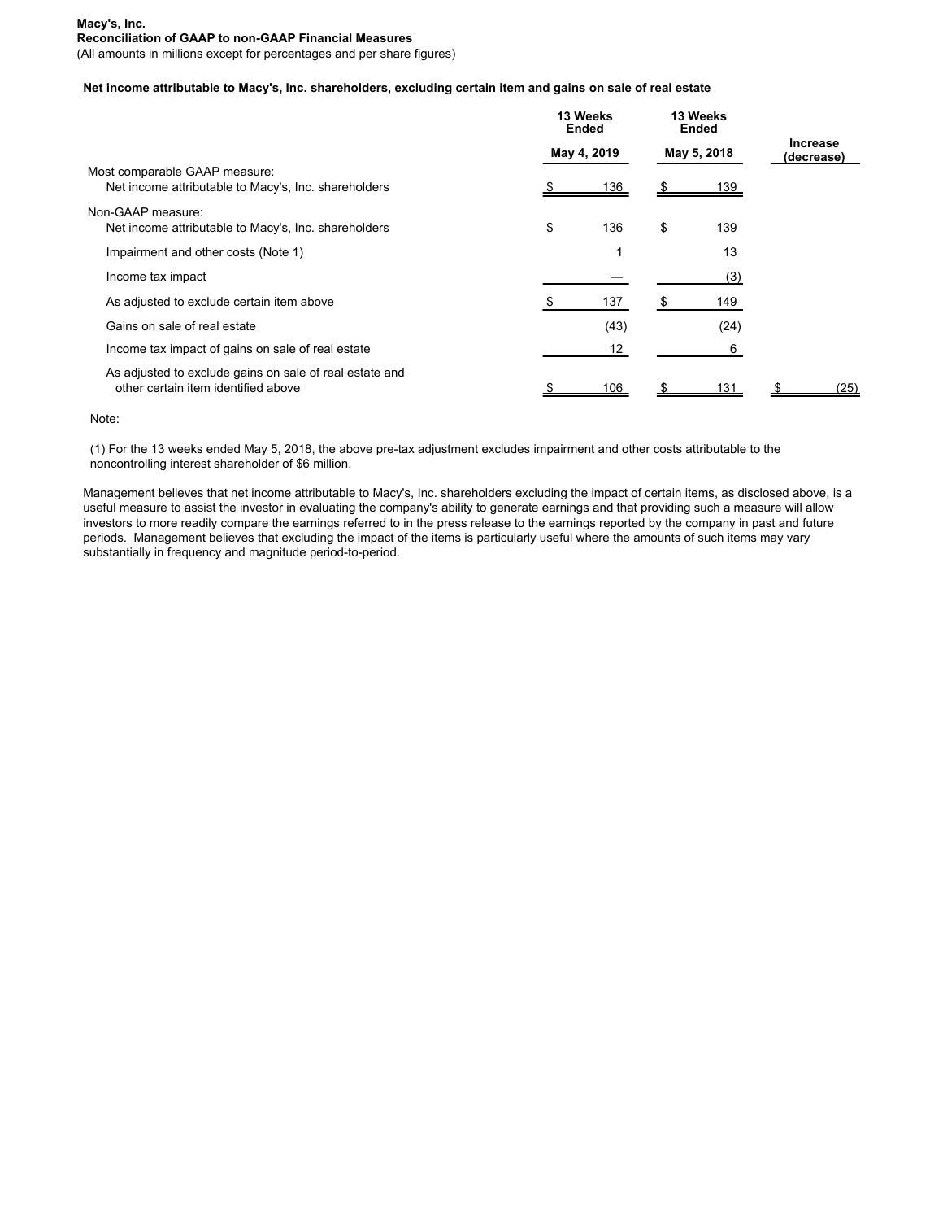**Macy's, Inc.**
**Reconciliation of GAAP to non-GAAP Financial Measures**
(All amounts in millions except for percentages and per share figures)

**Net income attributable to Macy's, Inc. shareholders, excluding certain item and gains on sale of real estate**

| | 13 Weeks Ended May 4, 2019 | 13 Weeks Ended May 5, 2018 | Increase (decrease) |
|---|---|---|---|
| Most comparable GAAP measure: | | | |
| Net income attributable to Macy's, Inc. shareholders | $ 136 | $ 139 | |
| Non-GAAP measure: | | | |
| Net income attributable to Macy's, Inc. shareholders | $ 136 | $ 139 | |
| Impairment and other costs (Note 1) | 1 | 13 | |
| Income tax impact | — | (3) | |
| As adjusted to exclude certain item above | $ 137 | $ 149 | |
| Gains on sale of real estate | (43) | (24) | |
| Income tax impact of gains on sale of real estate | 12 | 6 | |
| As adjusted to exclude gains on sale of real estate and other certain item identified above | $ 106 | $ 131 | $ (25) |

Note:

(1) For the 13 weeks ended May 5, 2018, the above pre-tax adjustment excludes impairment and other costs attributable to the noncontrolling interest shareholder of $6 million.

Management believes that net income attributable to Macy's, Inc. shareholders excluding the impact of certain items, as disclosed above, is a useful measure to assist the investor in evaluating the company's ability to generate earnings and that providing such a measure will allow investors to more readily compare the earnings referred to in the press release to the earnings reported by the company in past and future periods. Management believes that excluding the impact of the items is particularly useful where the amounts of such items may vary substantially in frequency and magnitude period-to-period.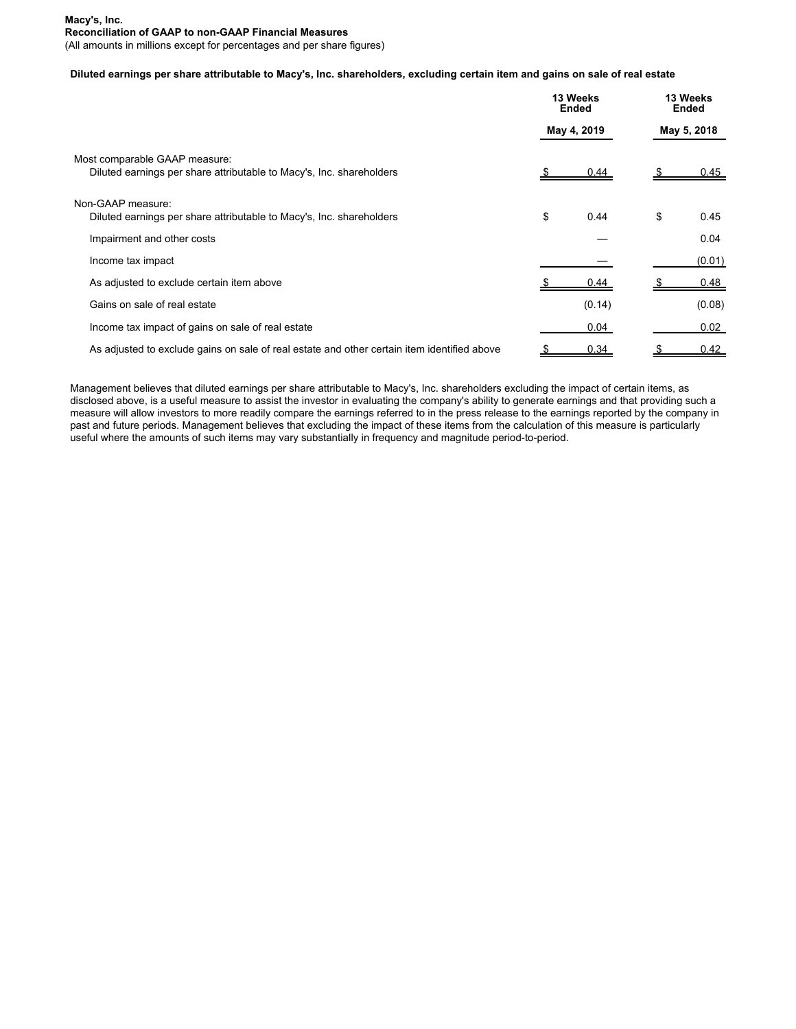**Macy's, Inc.**
**Reconciliation of GAAP to non-GAAP Financial Measures**
(All amounts in millions except for percentages and per share figures)

**Diluted earnings per share attributable to Macy's, Inc. shareholders, excluding certain item and gains on sale of real estate**

| | 13 Weeks Ended May 4, 2019 | 13 Weeks Ended May 5, 2018 |
|---|---|---|
| Most comparable GAAP measure: | | |
| Diluted earnings per share attributable to Macy's, Inc. shareholders | $ 0.44 | $ 0.45 |
| Non-GAAP measure: | | |
| Diluted earnings per share attributable to Macy's, Inc. shareholders | $ 0.44 | $ 0.45 |
| Impairment and other costs | — | 0.04 |
| Income tax impact | — | (0.01) |
| As adjusted to exclude certain item above | $ 0.44 | $ 0.48 |
| Gains on sale of real estate | (0.14) | (0.08) |
| Income tax impact of gains on sale of real estate | 0.04 | 0.02 |
| As adjusted to exclude gains on sale of real estate and other certain item identified above | $ 0.34 | $ 0.42 |

Management believes that diluted earnings per share attributable to Macy's, Inc. shareholders excluding the impact of certain items, as disclosed above, is a useful measure to assist the investor in evaluating the company's ability to generate earnings and that providing such a measure will allow investors to more readily compare the earnings referred to in the press release to the earnings reported by the company in past and future periods. Management believes that excluding the impact of these items from the calculation of this measure is particularly useful where the amounts of such items may vary substantially in frequency and magnitude period-to-period.